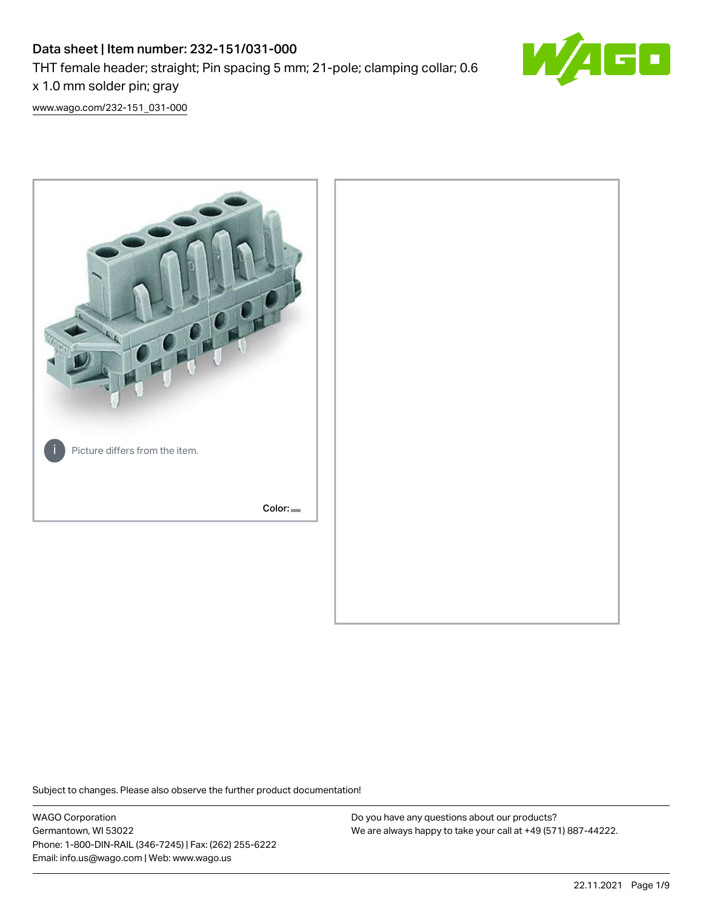# Data sheet | Item number: 232-151/031-000

THT female header; straight; Pin spacing 5 mm; 21-pole; clamping collar; 0.6 x 1.0 mm solder pin; gray

www.wago.com/232-151_031-000

Picture differs from the item.

Color:

Subject to changes. Please also observe the further product documentation!

WAGO Corporation
Germantown, WI 53022
Phone: 1-800-DIN-RAIL (346-7245) | Fax: (262) 255-6222
Email: info.us@wago.com | Web: www.wago.us

Do you have any questions about our products?
We are always happy to take your call at +49 (571) 887-44222.

22.11.2021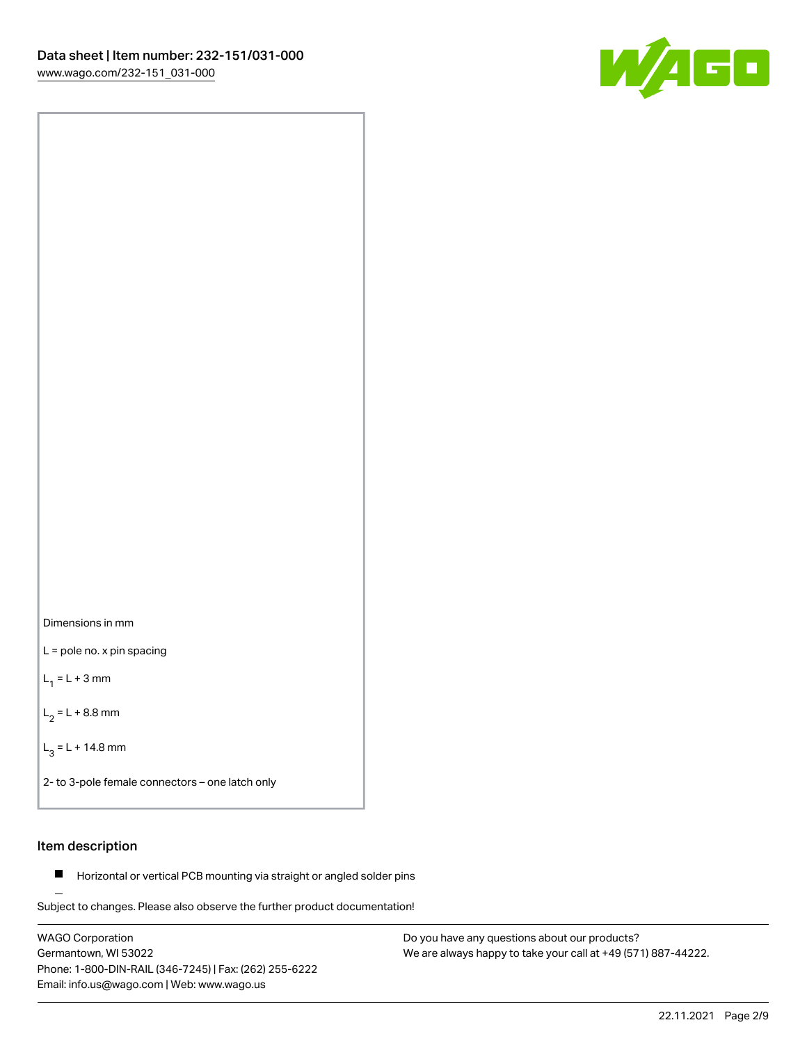Dimensions in mm

L = pole no. x pin spacing

$L_1$ = L + 3 mm

$L_2$ = L + 8.8 mm

$L_3$ = L + 14.8 mm

2- to 3-pole female connectors – one latch only

## Item description

- Horizontal or vertical PCB mounting via straight or angled solder pins

Subject to changes. Please also observe the further product documentation!

WAGO Corporation
Germantown, WI 53022
Phone: 1-800-DIN-RAIL (346-7245) | Fax: (262) 255-6222
Email: info.us@wago.com | Web: www.wago.us

Do you have any questions about our products?
We are always happy to take your call at +49 (571) 887-44222.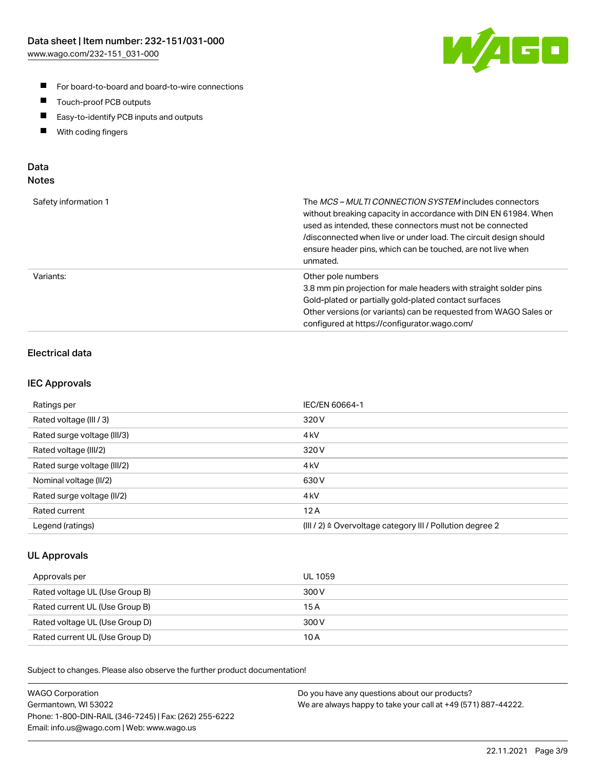- For board-to-board and board-to-wire connections
- Touch-proof PCB outputs
- Easy-to-identify PCB inputs and outputs
- With coding fingers

## Data
### Notes

| | |
|---|---|
| Safety information 1 | The *MCS – MULTI CONNECTION SYSTEM* includes connectors without breaking capacity in accordance with DIN EN 61984. When used as intended, these connectors must not be connected /disconnected when live or under load. The circuit design should ensure header pins, which can be touched, are not live when unmated. |
| Variants: | Other pole numbers<br>3.8 mm pin projection for male headers with straight solder pins<br>Gold-plated or partially gold-plated contact surfaces<br>Other versions (or variants) can be requested from WAGO Sales or configured at https://configurator.wago.com/ |

### Electrical data

### IEC Approvals

| | |
|---|---|
| Ratings per | IEC/EN 60664-1 |
| Rated voltage (III / 3) | 320 V |
| Rated surge voltage (III/3) | 4 kV |
| Rated voltage (III/2) | 320 V |
| Rated surge voltage (III/2) | 4 kV |
| Nominal voltage (II/2) | 630 V |
| Rated surge voltage (II/2) | 4 kV |
| Rated current | 12 A |
| Legend (ratings) | (III / 2) ≙ Overvoltage category III / Pollution degree 2 |

### UL Approvals

| | |
|---|---|
| Approvals per | UL 1059 |
| Rated voltage UL (Use Group B) | 300 V |
| Rated current UL (Use Group B) | 15 A |
| Rated voltage UL (Use Group D) | 300 V |
| Rated current UL (Use Group D) | 10 A |

Subject to changes. Please also observe the further product documentation!

WAGO Corporation
Germantown, WI 53022
Phone: 1-800-DIN-RAIL (346-7245) | Fax: (262) 255-6222
Email: info.us@wago.com | Web: www.wago.us

Do you have any questions about our products?
We are always happy to take your call at +49 (571) 887-44222.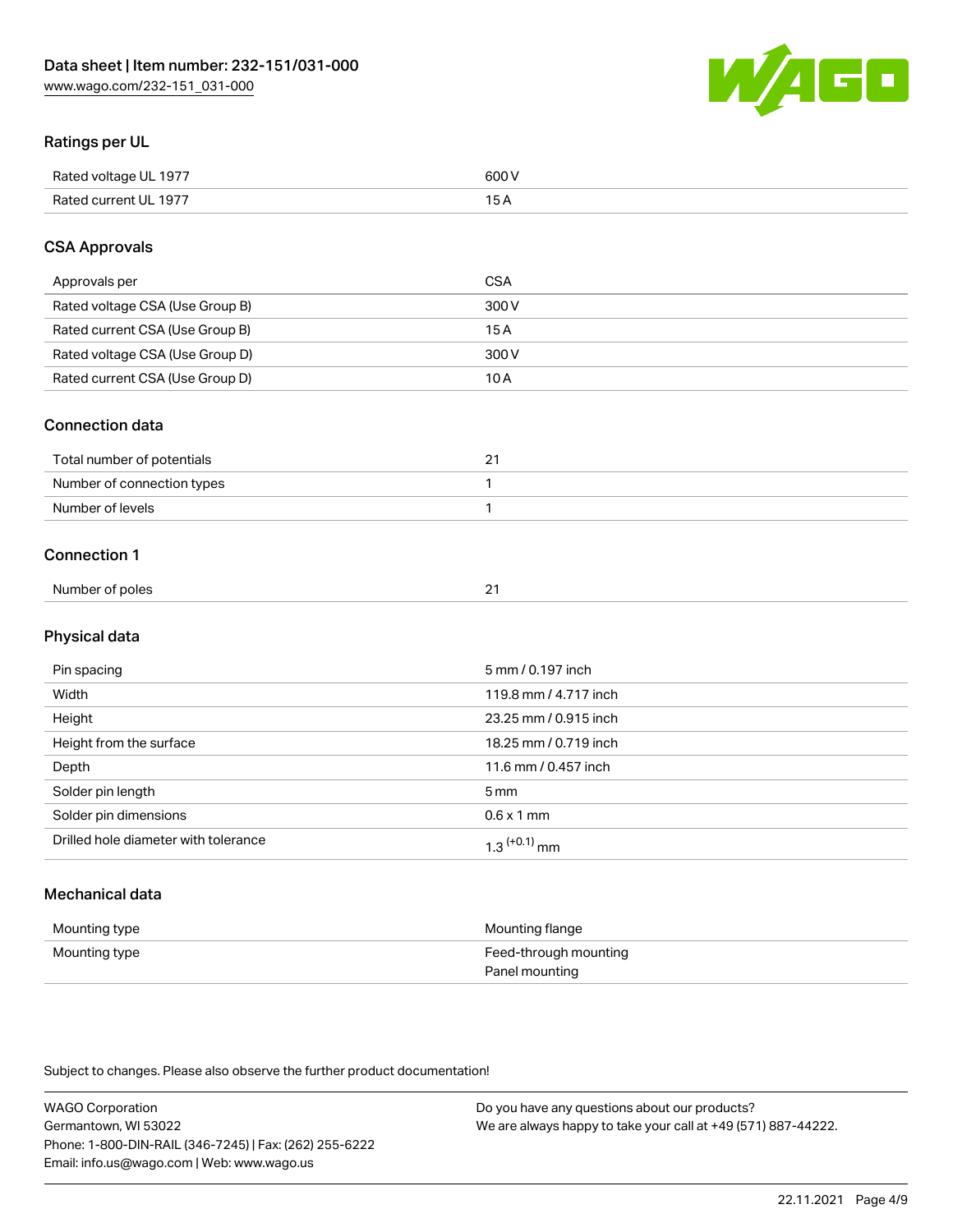## Ratings per UL

| | |
|---|---|
| Rated voltage UL 1977 | 600 V |
| Rated current UL 1977 | 15 A |

## CSA Approvals

| | |
|---|---|
| Approvals per | CSA |
| Rated voltage CSA (Use Group B) | 300 V |
| Rated current CSA (Use Group B) | 15 A |
| Rated voltage CSA (Use Group D) | 300 V |
| Rated current CSA (Use Group D) | 10 A |

## Connection data

| | |
|---|---|
| Total number of potentials | 21 |
| Number of connection types | 1 |
| Number of levels | 1 |

## Connection 1

| | |
|---|---|
| Number of poles | 21 |

## Physical data

| | |
|---|---|
| Pin spacing | 5 mm / 0.197 inch |
| Width | 119.8 mm / 4.717 inch |
| Height | 23.25 mm / 0.915 inch |
| Height from the surface | 18.25 mm / 0.719 inch |
| Depth | 11.6 mm / 0.457 inch |
| Solder pin length | 5 mm |
| Solder pin dimensions | 0.6 x 1 mm |
| Drilled hole diameter with tolerance | $1.3^{(+0.1)}$ mm |

## Mechanical data

| | |
|---|---|
| Mounting type | Mounting flange |
| Mounting type | Feed-through mounting<br>Panel mounting |

Subject to changes. Please also observe the further product documentation!

WAGO Corporation
Germantown, WI 53022
Phone: 1-800-DIN-RAIL (346-7245) | Fax: (262) 255-6222
Email: info.us@wago.com | Web: www.wago.us

Do you have any questions about our products?
We are always happy to take your call at +49 (571) 887-44222.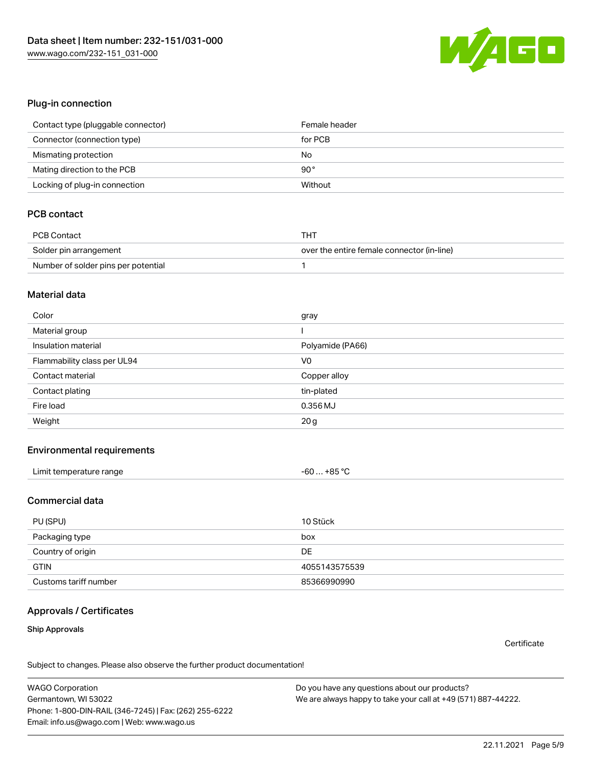## Plug-in connection

| | |
|---|---|
| Contact type (pluggable connector) | Female header |
| Connector (connection type) | for PCB |
| Mismating protection | No |
| Mating direction to the PCB | 90 ° |
| Locking of plug-in connection | Without |

## PCB contact

| | |
|---|---|
| PCB Contact | THT |
| Solder pin arrangement | over the entire female connector (in-line) |
| Number of solder pins per potential | 1 |

## Material data

| | |
|---|---|
| Color | gray |
| Material group | I |
| Insulation material | Polyamide (PA66) |
| Flammability class per UL94 | V0 |
| Contact material | Copper alloy |
| Contact plating | tin-plated |
| Fire load | 0.356 MJ |
| Weight | 20 g |

## Environmental requirements

| | |
|---|---|
| Limit temperature range | -60 … +85 °C |

## Commercial data

| | |
|---|---|
| PU (SPU) | 10 Stück |
| Packaging type | box |
| Country of origin | DE |
| GTIN | 4055143575539 |
| Customs tariff number | 85366990990 |

## Approvals / Certificates

**Ship Approvals**

Certificate

Subject to changes. Please also observe the further product documentation!

WAGO Corporation
Germantown, WI 53022
Phone: 1-800-DIN-RAIL (346-7245) | Fax: (262) 255-6222
Email: info.us@wago.com | Web: www.wago.us

Do you have any questions about our products?
We are always happy to take your call at +49 (571) 887-44222.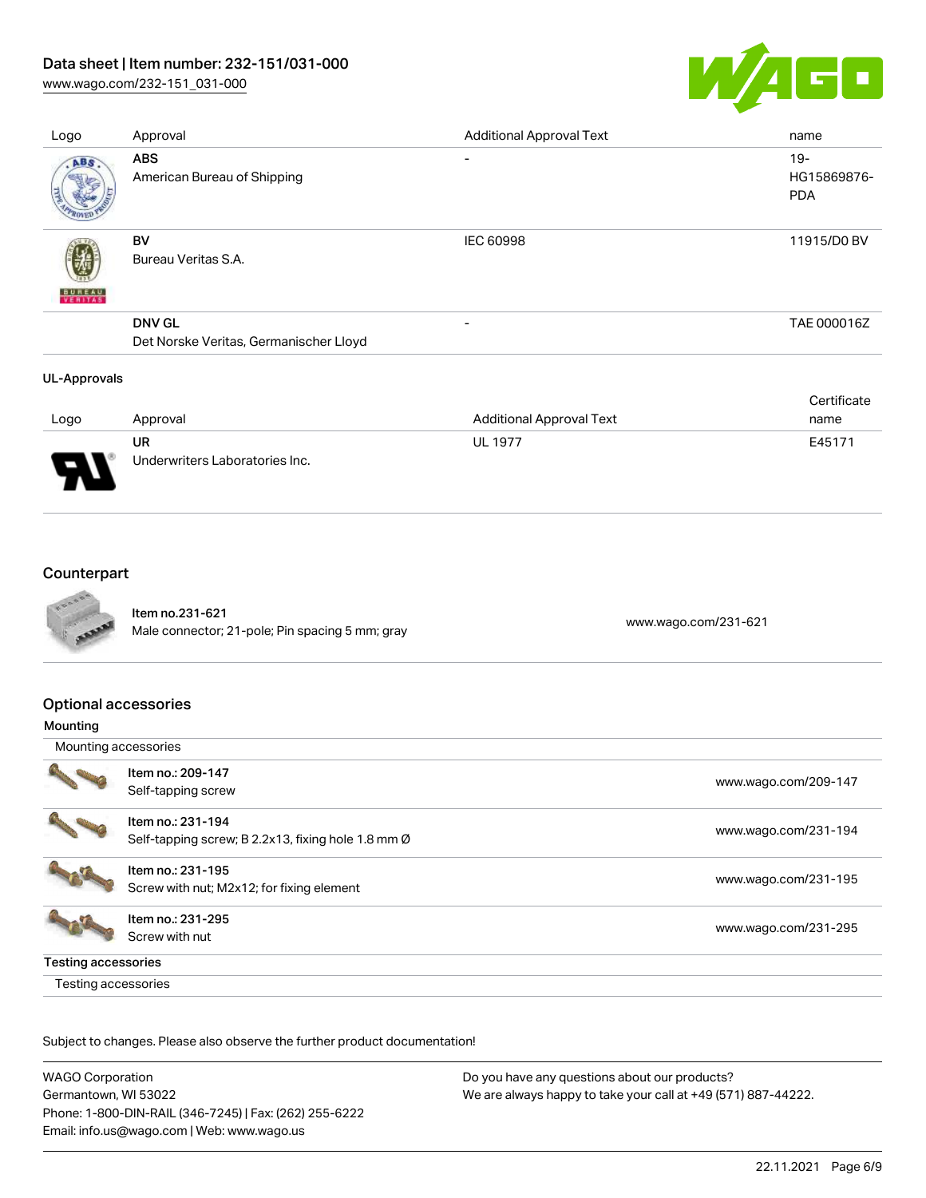| Logo | Approval | Additional Approval Text | name |
|---|---|---|---|
| | **ABS** American Bureau of Shipping | - | 19-HG15869876-PDA |
| | **BV** Bureau Veritas S.A. | IEC 60998 | 11915/D0 BV |
| | **DNV GL** Det Norske Veritas, Germanischer Lloyd | - | TAE 000016Z |

### UL-Approvals

| Logo | Approval | Additional Approval Text | Certificate name |
|---|---|---|---|
| | **UR** Underwriters Laboratories Inc. | UL 1977 | E45171 |

## Counterpart

| | | |
|---|---|---|
| | Item no.231-621 Male connector; 21-pole; Pin spacing 5 mm; gray | www.wago.com/231-621 |

## Optional accessories

### Mounting

Mounting accessories

| | | |
|---|---|---|
| | Item no.: 209-147 Self-tapping screw | www.wago.com/209-147 |
| | Item no.: 231-194 Self-tapping screw; B 2.2x13, fixing hole 1.8 mm Ø | www.wago.com/231-194 |
| | Item no.: 231-195 Screw with nut; M2x12; for fixing element | www.wago.com/231-195 |
| | Item no.: 231-295 Screw with nut | www.wago.com/231-295 |

### Testing accessories

Testing accessories

Subject to changes. Please also observe the further product documentation!

WAGO Corporation
Germantown, WI 53022
Phone: 1-800-DIN-RAIL (346-7245) | Fax: (262) 255-6222
Email: info.us@wago.com | Web: www.wago.us

Do you have any questions about our products?
We are always happy to take your call at +49 (571) 887-44222.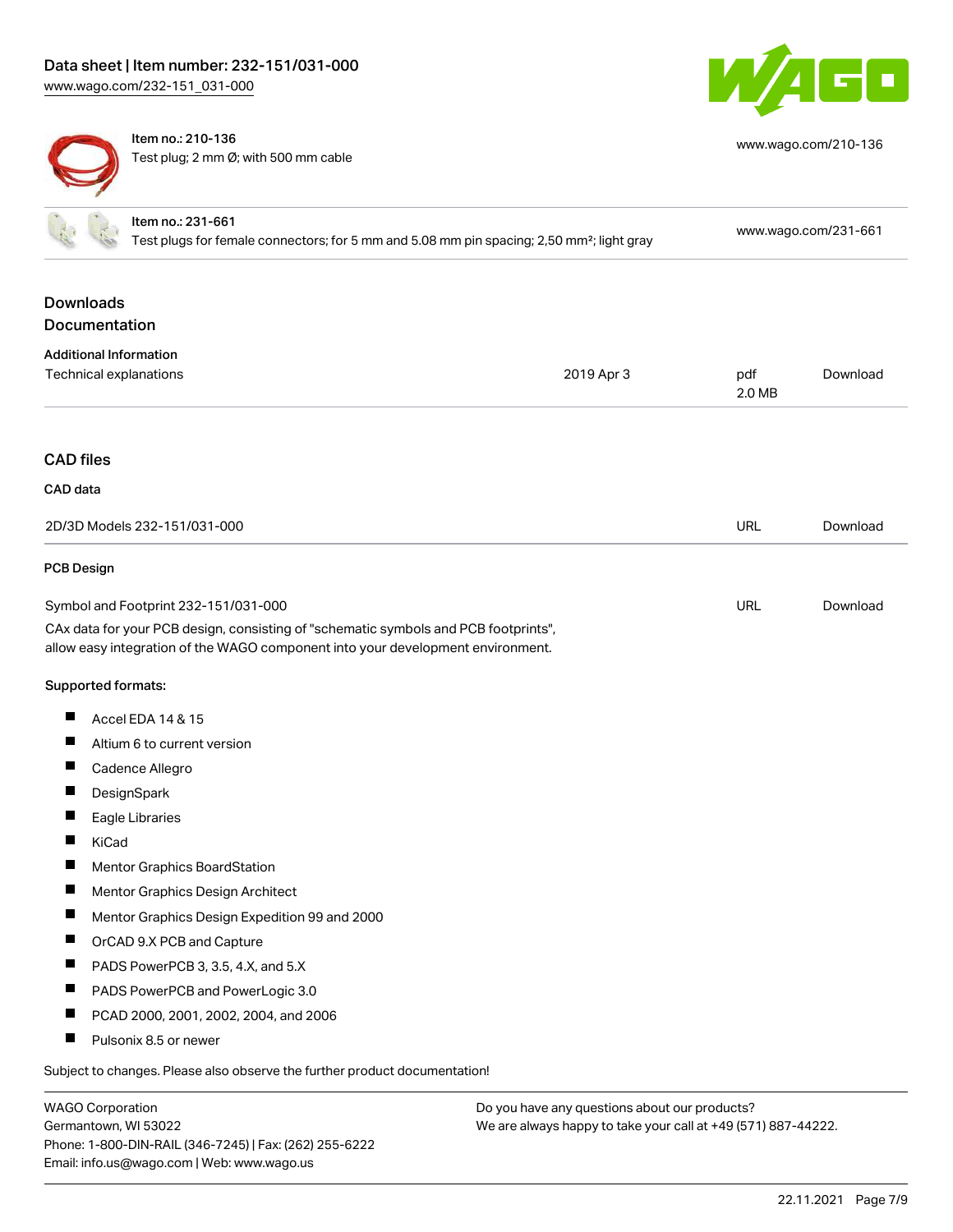| | | |
|---|---|---|
| Item no.: 210-136<br>Test plug; 2 mm Ø; with 500 mm cable | | www.wago.com/210-136 |
| Item no.: 231-661<br>Test plugs for female connectors; for 5 mm and 5.08 mm pin spacing; 2,50 mm²; light gray | | www.wago.com/231-661 |

## Downloads

### Documentation

**Additional Information**

| | | | |
|---|---|---|---|
| Technical explanations | 2019 Apr 3 | pdf<br>2.0 MB | Download |

### CAD files

**CAD data**

| | | |
|---|---|---|
| 2D/3D Models 232-151/031-000 | URL | Download |

**PCB Design**

| | | |
|---|---|---|
| Symbol and Footprint 232-151/031-000 | URL | Download |

CAx data for your PCB design, consisting of "schematic symbols and PCB footprints", allow easy integration of the WAGO component into your development environment.

**Supported formats:**

- Accel EDA 14 & 15
- Altium 6 to current version
- Cadence Allegro
- DesignSpark
- Eagle Libraries
- KiCad
- Mentor Graphics BoardStation
- Mentor Graphics Design Architect
- Mentor Graphics Design Expedition 99 and 2000
- OrCAD 9.X PCB and Capture
- PADS PowerPCB 3, 3.5, 4.X, and 5.X
- PADS PowerPCB and PowerLogic 3.0
- PCAD 2000, 2001, 2002, 2004, and 2006
- Pulsonix 8.5 or newer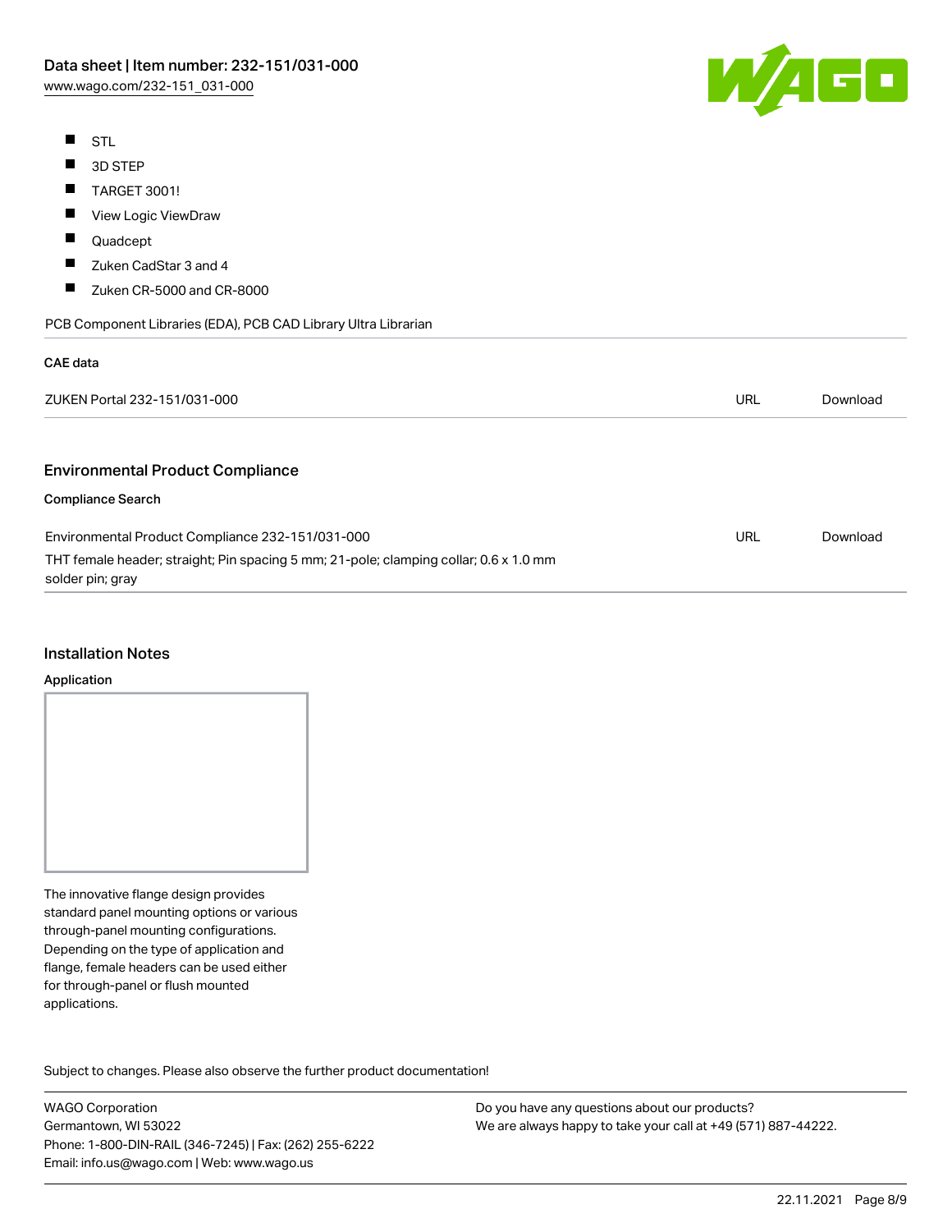- STL
- 3D STEP
- TARGET 3001!
- View Logic ViewDraw
- Quadcept
- Zuken CadStar 3 and 4
- Zuken CR-5000 and CR-8000

PCB Component Libraries (EDA), PCB CAD Library Ultra Librarian

**CAE data**

| | | |
|---|---|---|
| ZUKEN Portal 232-151/031-000 | URL | Download |

## Environmental Product Compliance

**Compliance Search**

| | | |
|---|---|---|
| Environmental Product Compliance 232-151/031-000<br>THT female header; straight; Pin spacing 5 mm; 21-pole; clamping collar; 0.6 x 1.0 mm solder pin; gray | URL | Download |

## Installation Notes

**Application**

The innovative flange design provides standard panel mounting options or various through-panel mounting configurations. Depending on the type of application and flange, female headers can be used either for through-panel or flush mounted applications.

Subject to changes. Please also observe the further product documentation!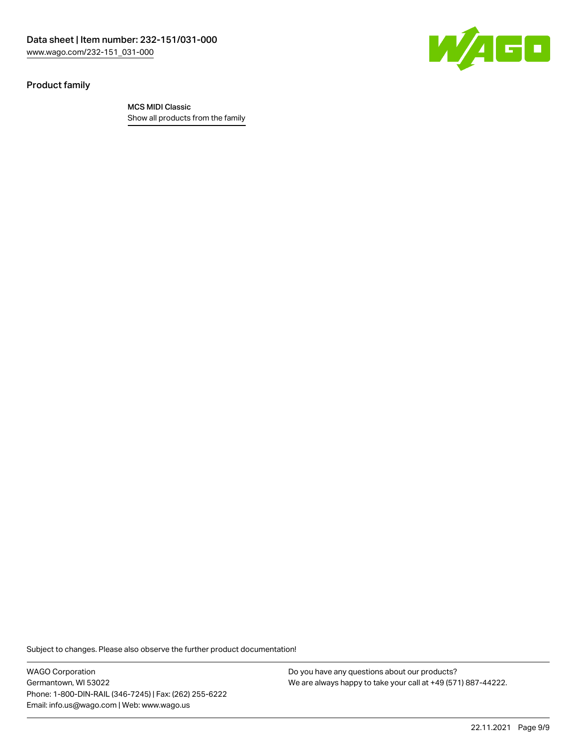## Product family

MCS MIDI Classic
Show all products from the family

Subject to changes. Please also observe the further product documentation!

WAGO Corporation
Germantown, WI 53022
Phone: 1-800-DIN-RAIL (346-7245) | Fax: (262) 255-6222
Email: info.us@wago.com | Web: www.wago.us

Do you have any questions about our products?
We are always happy to take your call at +49 (571) 887-44222.